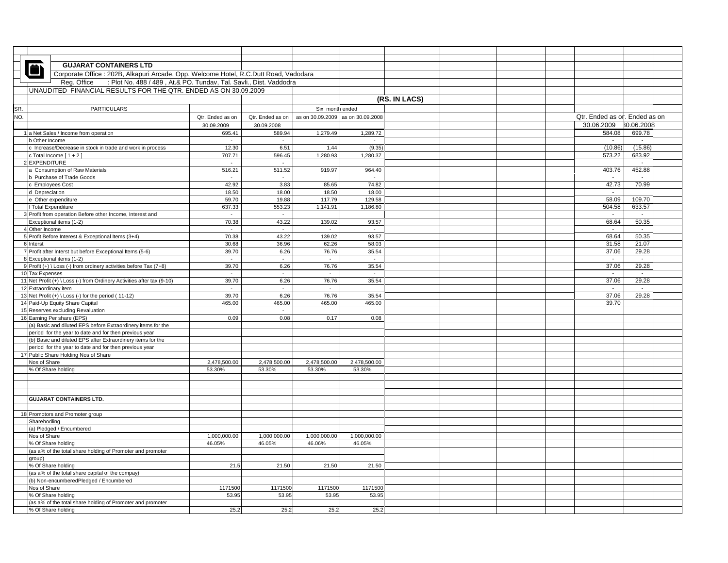**GUJARAT CONTAINERS LTD**

Corporate Office : 202B, Alkapuri Arcade, Opp. Welcome Hotel, R.C.Dutt Road, Vadodara

Reg. Office : Plot No. 488 / 489 , At.& PO. Tundav, Tal. Savli., Dist. Vaddodra

UNAUDITED FINANCIAL RESULTS FOR THE QTR. ENDED AS ON 30.09.2009

(RS. IN LACS)

| SR. NO. | PARTICULARS | Qtr. Ended as on 30.09.2009 | Qtr. Ended as on 30.09.2008 | Six month ended as on 30.09.2009 | Six month ended as on 30.09.2008 | Qtr. Ended as on 30.06.2009 | Ended as on 30.06.2008 |
|---|---|---|---|---|---|---|---|
| 1 | a Net Sales / Income from operation | 695.41 | 589.94 | 1,279.49 | 1,289.72 | 584.08 | 699.78 |
| | b Other Income | - | - | | - | - | - |
| | c Increase/Decrease in stock in trade and work in process | 12.30 | 6.51 | 1.44 | (9.35) | (10.86) | (15.86) |
| | c Total Income [ 1 + 2 ] | 707.71 | 596.45 | 1,280.93 | 1,280.37 | 573.22 | 683.92 |
| 2 | EXPENDITURE | - | - | | | | - |
| | a Consumption of Raw Materials | 516.21 | 511.52 | 919.97 | 964.40 | 403.76 | 452.88 |
| | b Purchase of Trade Goods | - | - | | - | - | - |
| | c Employees Cost | 42.92 | 3.83 | 85.65 | 74.82 | 42.73 | 70.99 |
| | d Depreciation | 18.50 | 18.00 | 18.50 | 18.00 | - | |
| | e Other expenditure | 59.70 | 19.88 | 117.79 | 129.58 | 58.09 | 109.70 |
| | f Total Expenditure | 637.33 | 553.23 | 1,141.91 | 1,186.80 | 504.58 | 633.57 |
| 3 | Profit from operation Before other Income, Interest and Exceptional items (1-2) | 70.38 | 43.22 | 139.02 | 93.57 | 68.64 | 50.35 |
| 4 | Other Income | - | - | - | - | - | - |
| 5 | Profit Before Interest & Exceptional Items (3+4) | 70.38 | 43.22 | 139.02 | 93.57 | 68.64 | 50.35 |
| 6 | Interst | 30.68 | 36.96 | 62.26 | 58.03 | 31.58 | 21.07 |
| 7 | Profit after Interst but before Exceptional Items (5-6) | 39.70 | 6.26 | 76.76 | 35.54 | 37.06 | 29.28 |
| 8 | Exceptional items (1-2) | - | - | - | - | - | - |
| 9 | Profit (+) \ Loss (-) from ordinery activities before Tax (7+8) | 39.70 | 6.26 | 76.76 | 35.54 | 37.06 | 29.28 |
| 10 | Tax Expenses | - | - | - | - | - | - |
| 11 | Net Profit (+) \ Loss (-) from Ordinery Activities after tax (9-10) | 39.70 | 6.26 | 76.76 | 35.54 | 37.06 | 29.28 |
| 12 | Extraordinary item | - | - | - | | - | - |
| 13 | Net Profit (+) \ Loss (-) for the period ( 11-12) | 39.70 | 6.26 | 76.76 | 35.54 | 37.06 | 29.28 |
| 14 | Paid-Up Equity Share Capital | 465.00 | 465.00 | 465.00 | 465.00 | 39.70 | |
| 15 | Reserves excluding Revaluation | | - | | | | |
| 16 | Earning Per share (EPS) | 0.09 | 0.08 | 0.17 | 0.08 | | |
| | (a) Basic and diluted EPS before Extraordinery items for the period for the year to date and for then previous year | | | | | | |
| | (b) Basic and diluted EPS after Extraordinery items for the period for the year to date and for then previous year | | | | | | |
| 17 | Public Share Holding Nos of Share | | | | | | |
| | Nos of Share | 2,478,500.00 | 2,478,500.00 | 2,478,500.00 | 2,478,500.00 | | |
| | % Of Share holding | 53.30% | 53.30% | 53.30% | 53.30% | | |

**GUJARAT CONTAINERS LTD.**

| SR. NO. | PARTICULARS | Qtr. Ended as on 30.09.2009 | Qtr. Ended as on 30.09.2008 | Six month ended as on 30.09.2009 | Six month ended as on 30.09.2008 |
|---|---|---|---|---|---|
| 18 | Promotors and Promoter group Sharehodling | | | | |
| | (a) Pledged / Encumbered | | | | |
| | Nos of Share | 1,000,000.00 | 1,000,000.00 | 1,000,000.00 | 1,000,000.00 |
| | % Of Share holding | 46.05% | 46.05% | 46.06% | 46.05% |
| | (as a% of the total share holding of Promoter and promoter group) | | | | |
| | % Of Share holding | 21.5 | 21.50 | 21.50 | 21.50 |
| | (as a% of the total share capital of the compay) | | | | |
| | (b) Non-encumberedPledged / Encumbered | | | | |
| | Nos of Share | 1171500 | 1171500 | 1171500 | 1171500 |
| | % Of Share holding | 53.95 | 53.95 | 53.95 | 53.95 |
| | (as a% of the total share holding of Promoter and promoter | | | | |
| | % Of Share holding | 25.2 | 25.2 | 25.2 | 25.2 |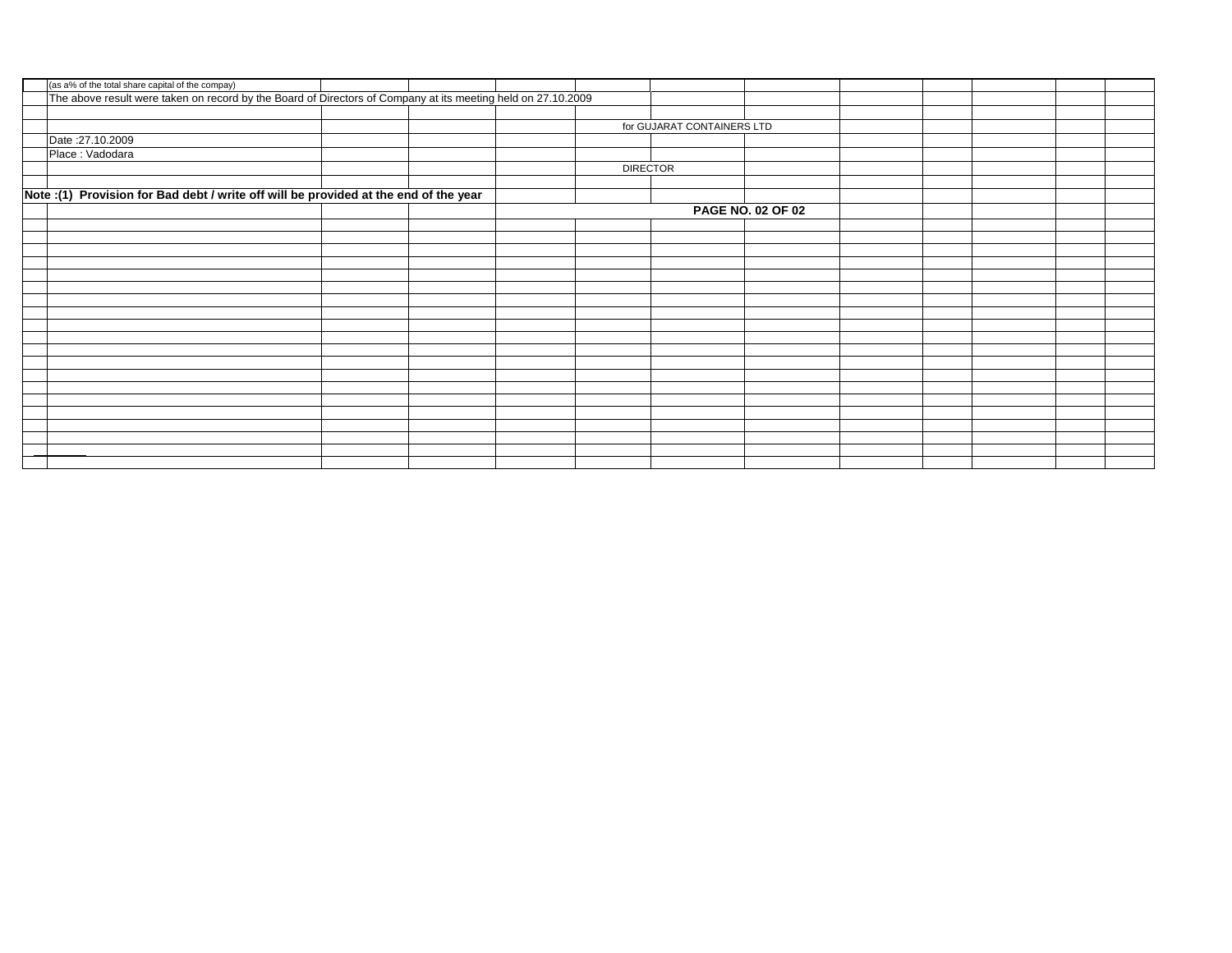(as a% of the total share capital of the compay)

The above result were taken on record by the Board of Directors of Company at its meeting held on 27.10.2009

for GUJARAT CONTAINERS LTD

Date :27.10.2009

Place : Vadodara

DIRECTOR

**Note :(1) Provision for Bad debt / write off will be provided at the end of the year**